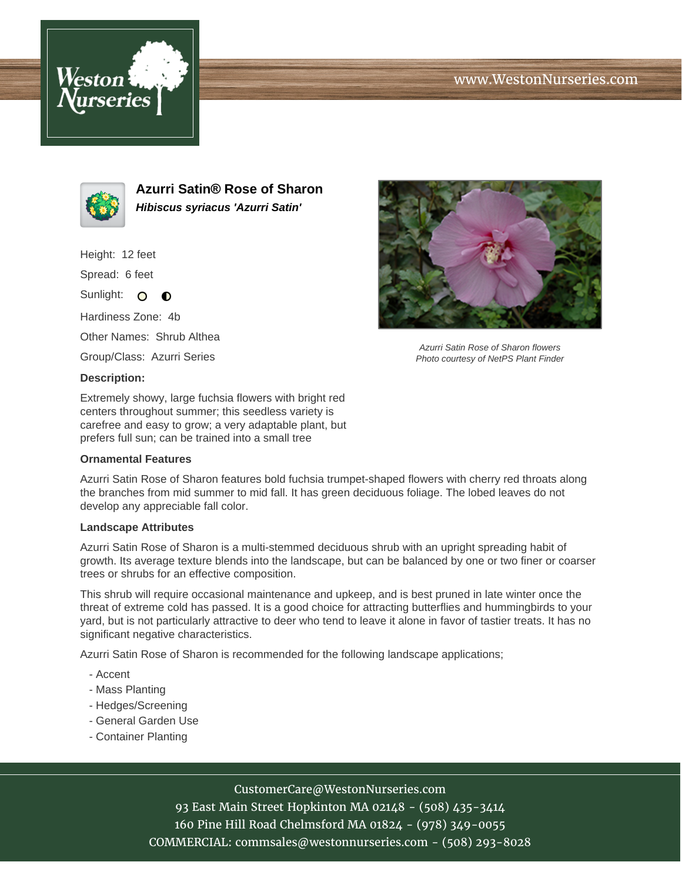# Azurri Satin® Rose of Sharon

***Hibiscus syriacus 'Azurri Satin'***

Height: 12 feet

Spread: 6 feet

Sunlight:

Hardiness Zone: 4b

Other Names: Shrub Althea

Group/Class: Azurri Series

*Azurri Satin Rose of Sharon flowers*
*Photo courtesy of NetPS Plant Finder*

**Description:**

Extremely showy, large fuchsia flowers with bright red centers throughout summer; this seedless variety is carefree and easy to grow; a very adaptable plant, but prefers full sun; can be trained into a small tree

**Ornamental Features**

Azurri Satin Rose of Sharon features bold fuchsia trumpet-shaped flowers with cherry red throats along the branches from mid summer to mid fall. It has green deciduous foliage. The lobed leaves do not develop any appreciable fall color.

**Landscape Attributes**

Azurri Satin Rose of Sharon is a multi-stemmed deciduous shrub with an upright spreading habit of growth. Its average texture blends into the landscape, but can be balanced by one or two finer or coarser trees or shrubs for an effective composition.

This shrub will require occasional maintenance and upkeep, and is best pruned in late winter once the threat of extreme cold has passed. It is a good choice for attracting butterflies and hummingbirds to your yard, but is not particularly attractive to deer who tend to leave it alone in favor of tastier treats. It has no significant negative characteristics.

Azurri Satin Rose of Sharon is recommended for the following landscape applications;

- Accent
- Mass Planting
- Hedges/Screening
- General Garden Use
- Container Planting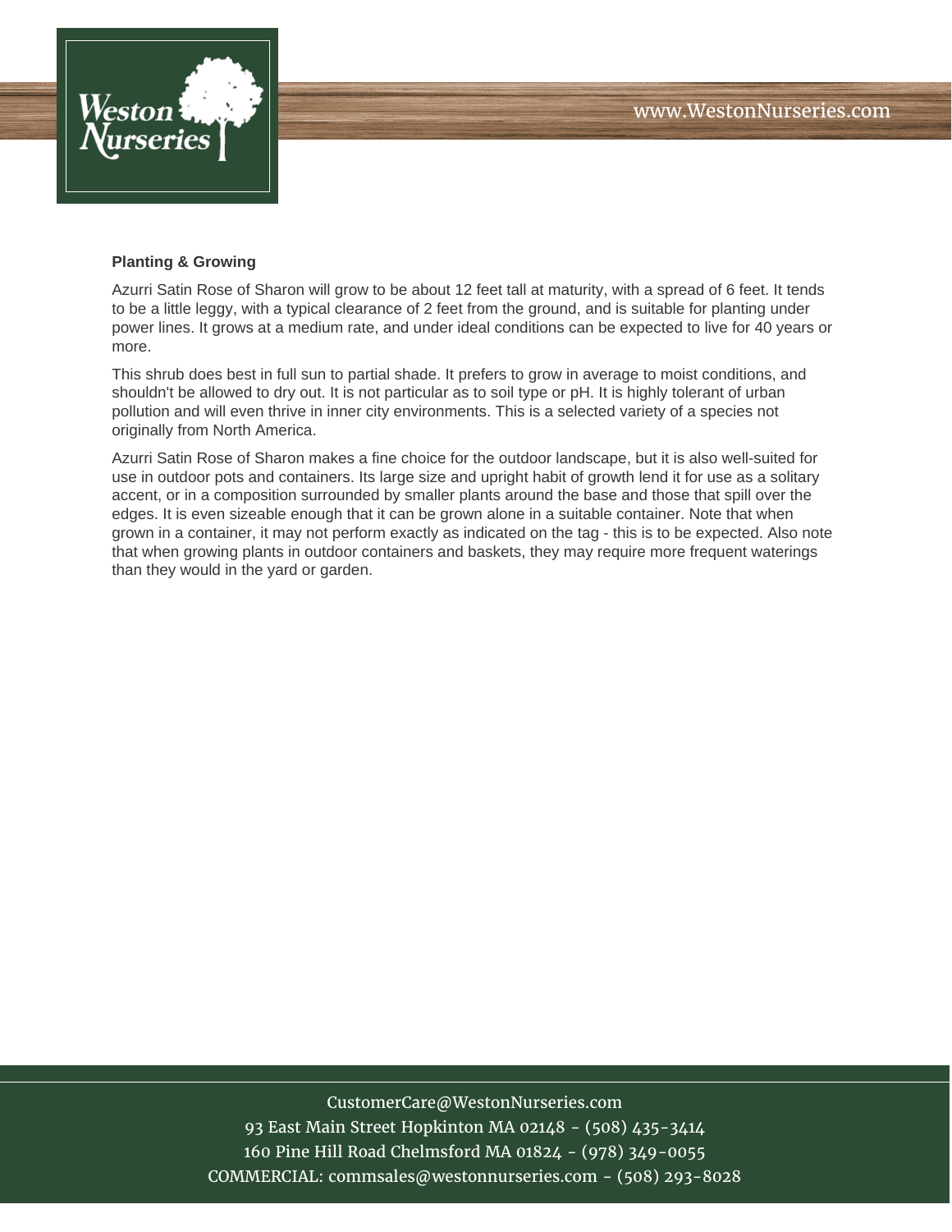**Planting & Growing**

Azurri Satin Rose of Sharon will grow to be about 12 feet tall at maturity, with a spread of 6 feet. It tends to be a little leggy, with a typical clearance of 2 feet from the ground, and is suitable for planting under power lines. It grows at a medium rate, and under ideal conditions can be expected to live for 40 years or more.

This shrub does best in full sun to partial shade. It prefers to grow in average to moist conditions, and shouldn't be allowed to dry out. It is not particular as to soil type or pH. It is highly tolerant of urban pollution and will even thrive in inner city environments. This is a selected variety of a species not originally from North America.

Azurri Satin Rose of Sharon makes a fine choice for the outdoor landscape, but it is also well-suited for use in outdoor pots and containers. Its large size and upright habit of growth lend it for use as a solitary accent, or in a composition surrounded by smaller plants around the base and those that spill over the edges. It is even sizeable enough that it can be grown alone in a suitable container. Note that when grown in a container, it may not perform exactly as indicated on the tag - this is to be expected. Also note that when growing plants in outdoor containers and baskets, they may require more frequent waterings than they would in the yard or garden.